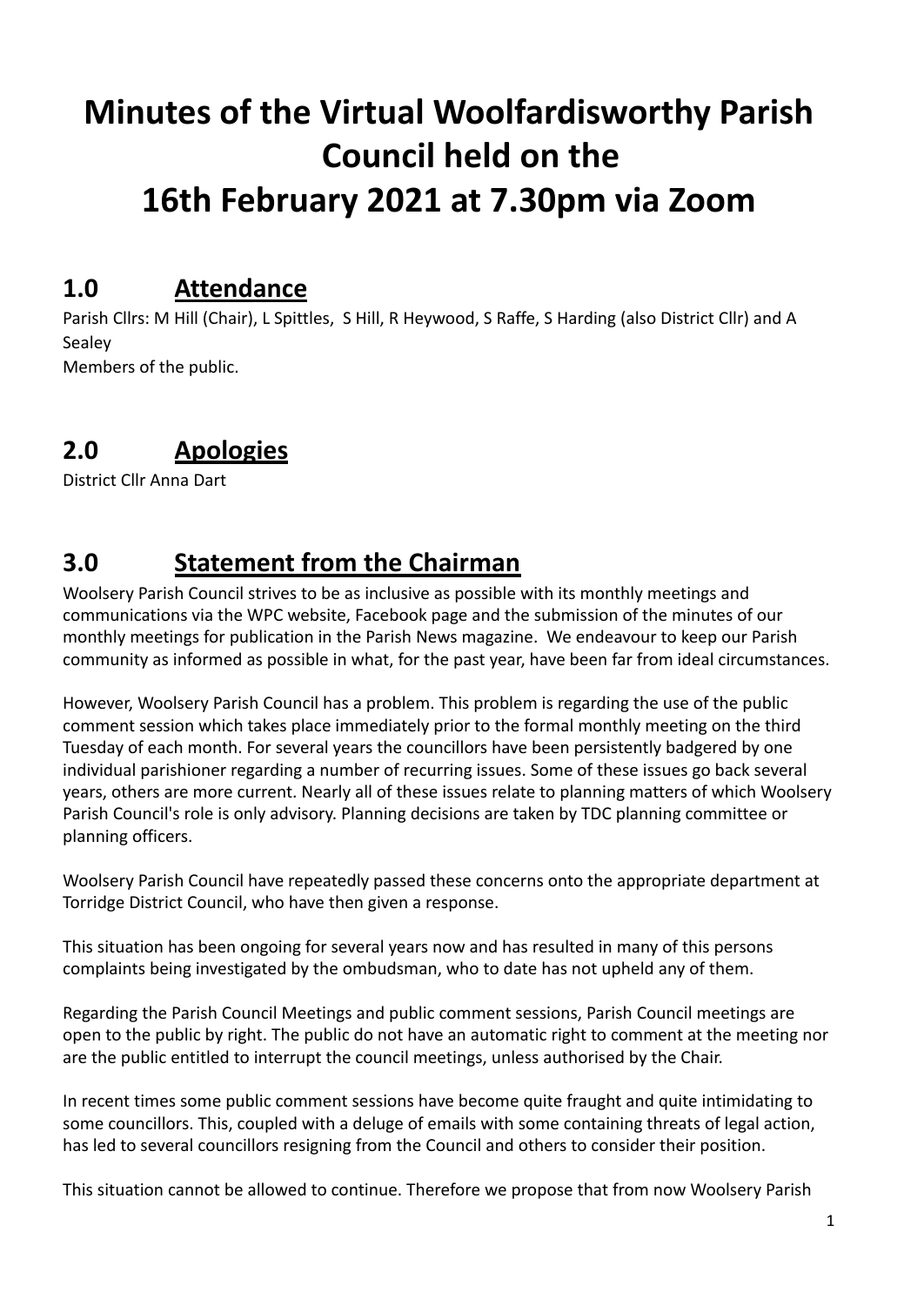# Minutes of the Virtual Woolfardisworthy Parish Council held on the 16th February 2021 at 7.30pm via Zoom

## 1.0 Attendance

Parish Cllrs: M Hill (Chair), L Spittles, S Hill, R Heywood, S Raffe, S Harding (also District Cllr) and A Sealey

Members of the public.

## 2.0 Apologies

District Cllr Anna Dart

## 3.0 Statement from the Chairman

Woolsery Parish Council strives to be as inclusive as possible with its monthly meetings and communications via the WPC website, Facebook page and the submission of the minutes of our monthly meetings for publication in the Parish News magazine. We endeavour to keep our Parish community as informed as possible in what, for the past year, have been far from ideal circumstances.

However, Woolsery Parish Council has a problem. This problem is regarding the use of the public comment session which takes place immediately prior to the formal monthly meeting on the third Tuesday of each month. For several years the councillors have been persistently badgered by one individual parishioner regarding a number of recurring issues. Some of these issues go back several years, others are more current. Nearly all of these issues relate to planning matters of which Woolsery Parish Council's role is only advisory. Planning decisions are taken by TDC planning committee or planning officers.

Woolsery Parish Council have repeatedly passed these concerns onto the appropriate department at Torridge District Council, who have then given a response.

This situation has been ongoing for several years now and has resulted in many of this persons complaints being investigated by the ombudsman, who to date has not upheld any of them.

Regarding the Parish Council Meetings and public comment sessions, Parish Council meetings are open to the public by right. The public do not have an automatic right to comment at the meeting nor are the public entitled to interrupt the council meetings, unless authorised by the Chair.

In recent times some public comment sessions have become quite fraught and quite intimidating to some councillors. This, coupled with a deluge of emails with some containing threats of legal action, has led to several councillors resigning from the Council and others to consider their position.

This situation cannot be allowed to continue. Therefore we propose that from now Woolsery Parish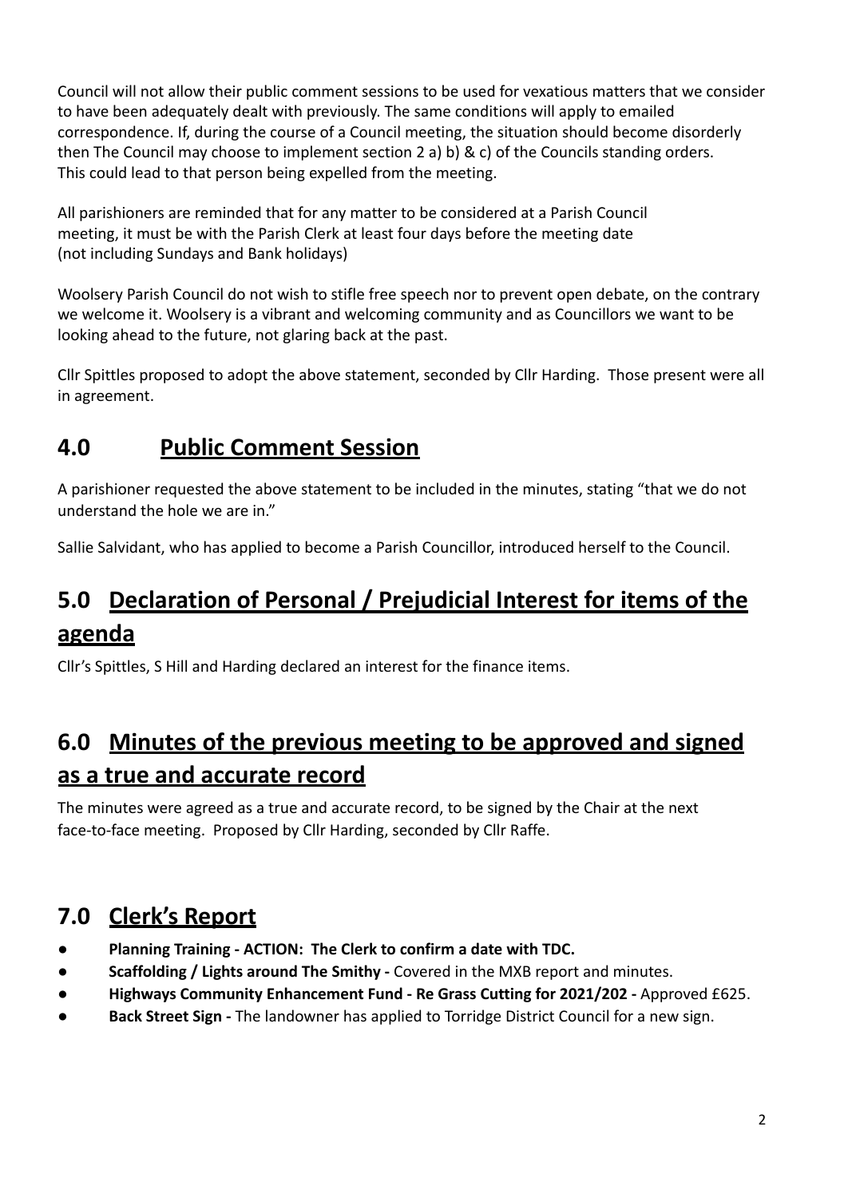Council will not allow their public comment sessions to be used for vexatious matters that we consider to have been adequately dealt with previously. The same conditions will apply to emailed correspondence. If, during the course of a Council meeting, the situation should become disorderly then The Council may choose to implement section 2 a) b) & c) of the Councils standing orders. This could lead to that person being expelled from the meeting.

All parishioners are reminded that for any matter to be considered at a Parish Council meeting, it must be with the Parish Clerk at least four days before the meeting date (not including Sundays and Bank holidays)

Woolsery Parish Council do not wish to stifle free speech nor to prevent open debate, on the contrary we welcome it. Woolsery is a vibrant and welcoming community and as Councillors we want to be looking ahead to the future, not glaring back at the past.

Cllr Spittles proposed to adopt the above statement, seconded by Cllr Harding. Those present were all in agreement.

## 4.0 Public Comment Session

A parishioner requested the above statement to be included in the minutes, stating "that we do not understand the hole we are in."

Sallie Salvidant, who has applied to become a Parish Councillor, introduced herself to the Council.

## 5.0 Declaration of Personal / Prejudicial Interest for items of the agenda

Cllr's Spittles, S Hill and Harding declared an interest for the finance items.

## 6.0 Minutes of the previous meeting to be approved and signed as a true and accurate record

The minutes were agreed as a true and accurate record, to be signed by the Chair at the next face-to-face meeting. Proposed by Cllr Harding, seconded by Cllr Raffe.

## 7.0 Clerk's Report

- **Planning Training - ACTION: The Clerk to confirm a date with TDC.**
- **Scaffolding / Lights around The Smithy -** Covered in the MXB report and minutes.
- **Highways Community Enhancement Fund - Re Grass Cutting for 2021/202 -** Approved £625.
- **Back Street Sign -** The landowner has applied to Torridge District Council for a new sign.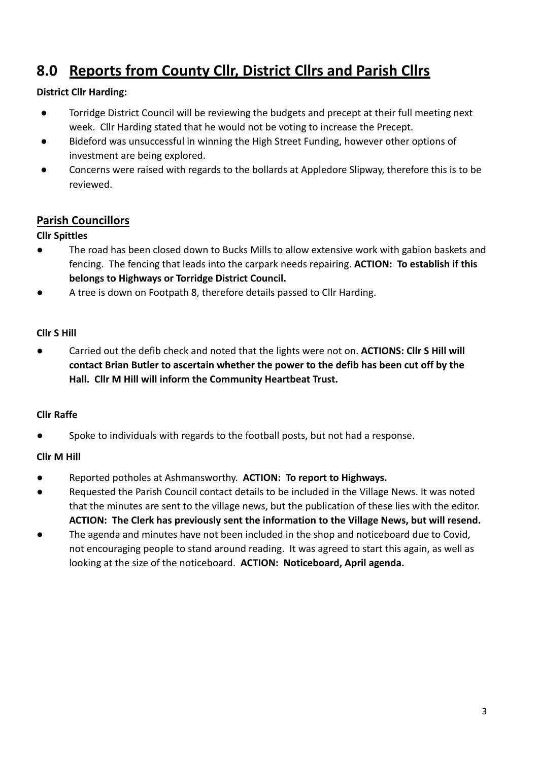## 8.0 Reports from County Cllr, District Cllrs and Parish Cllrs

**District Cllr Harding:**

- Torridge District Council will be reviewing the budgets and precept at their full meeting next week. Cllr Harding stated that he would not be voting to increase the Precept.
- Bideford was unsuccessful in winning the High Street Funding, however other options of investment are being explored.
- Concerns were raised with regards to the bollards at Appledore Slipway, therefore this is to be reviewed.

### Parish Councillors

**Cllr Spittles**

- The road has been closed down to Bucks Mills to allow extensive work with gabion baskets and fencing. The fencing that leads into the carpark needs repairing. **ACTION: To establish if this belongs to Highways or Torridge District Council.**
- A tree is down on Footpath 8, therefore details passed to Cllr Harding.

**Cllr S Hill**

- Carried out the defib check and noted that the lights were not on. **ACTIONS: Cllr S Hill will contact Brian Butler to ascertain whether the power to the defib has been cut off by the Hall. Cllr M Hill will inform the Community Heartbeat Trust.**

**Cllr Raffe**

- Spoke to individuals with regards to the football posts, but not had a response.

**Cllr M Hill**

- Reported potholes at Ashmansworthy. **ACTION: To report to Highways.**
- Requested the Parish Council contact details to be included in the Village News. It was noted that the minutes are sent to the village news, but the publication of these lies with the editor. **ACTION: The Clerk has previously sent the information to the Village News, but will resend.**
- The agenda and minutes have not been included in the shop and noticeboard due to Covid, not encouraging people to stand around reading. It was agreed to start this again, as well as looking at the size of the noticeboard. **ACTION: Noticeboard, April agenda.**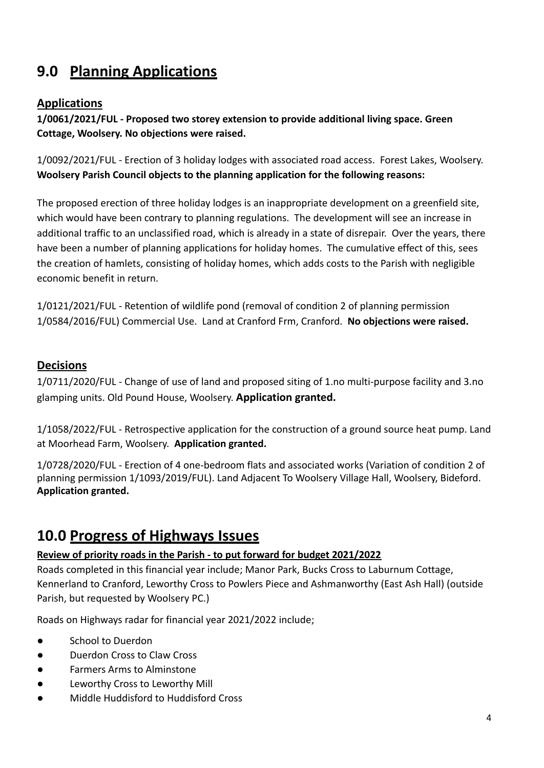## 9.0 <u>Planning Applications</u>

### <u>Applications</u>

**1/0061/2021/FUL - Proposed two storey extension to provide additional living space. Green Cottage, Woolsery. No objections were raised.**

1/0092/2021/FUL - Erection of 3 holiday lodges with associated road access. Forest Lakes, Woolsery. **Woolsery Parish Council objects to the planning application for the following reasons:**

The proposed erection of three holiday lodges is an inappropriate development on a greenfield site, which would have been contrary to planning regulations. The development will see an increase in additional traffic to an unclassified road, which is already in a state of disrepair. Over the years, there have been a number of planning applications for holiday homes. The cumulative effect of this, sees the creation of hamlets, consisting of holiday homes, which adds costs to the Parish with negligible economic benefit in return.

1/0121/2021/FUL - Retention of wildlife pond (removal of condition 2 of planning permission 1/0584/2016/FUL) Commercial Use. Land at Cranford Frm, Cranford. **No objections were raised.**

### <u>Decisions</u>

1/0711/2020/FUL - Change of use of land and proposed siting of 1.no multi-purpose facility and 3.no glamping units. Old Pound House, Woolsery. **Application granted.**

1/1058/2022/FUL - Retrospective application for the construction of a ground source heat pump. Land at Moorhead Farm, Woolsery. **Application granted.**

1/0728/2020/FUL - Erection of 4 one-bedroom flats and associated works (Variation of condition 2 of planning permission 1/1093/2019/FUL). Land Adjacent To Woolsery Village Hall, Woolsery, Bideford. **Application granted.**

## 10.0 <u>Progress of Highways Issues</u>

**<u>Review of priority roads in the Parish - to put forward for budget 2021/2022</u>**

Roads completed in this financial year include; Manor Park, Bucks Cross to Laburnum Cottage, Kennerland to Cranford, Leworthy Cross to Powlers Piece and Ashmanworthy (East Ash Hall) (outside Parish, but requested by Woolsery PC.)

Roads on Highways radar for financial year 2021/2022 include;

- School to Duerdon
- Duerdon Cross to Claw Cross
- Farmers Arms to Alminstone
- Leworthy Cross to Leworthy Mill
- Middle Huddisford to Huddisford Cross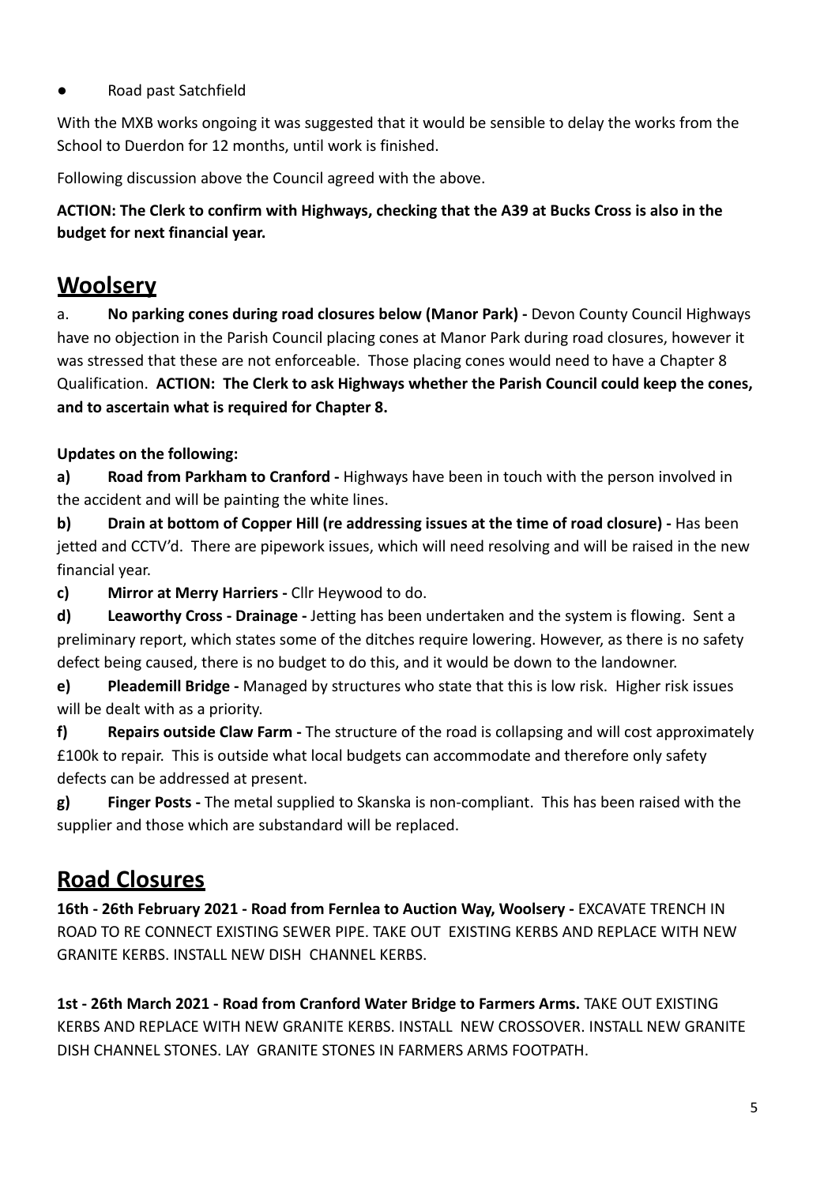- Road past Satchfield

With the MXB works ongoing it was suggested that it would be sensible to delay the works from the School to Duerdon for 12 months, until work is finished.

Following discussion above the Council agreed with the above.

**ACTION: The Clerk to confirm with Highways, checking that the A39 at Bucks Cross is also in the budget for next financial year.**

## Woolsery

a. **No parking cones during road closures below (Manor Park) -** Devon County Council Highways have no objection in the Parish Council placing cones at Manor Park during road closures, however it was stressed that these are not enforceable. Those placing cones would need to have a Chapter 8 Qualification. **ACTION: The Clerk to ask Highways whether the Parish Council could keep the cones, and to ascertain what is required for Chapter 8.**

**Updates on the following:**

**a) Road from Parkham to Cranford -** Highways have been in touch with the person involved in the accident and will be painting the white lines.

**b) Drain at bottom of Copper Hill (re addressing issues at the time of road closure) -** Has been jetted and CCTV'd. There are pipework issues, which will need resolving and will be raised in the new financial year.

**c) Mirror at Merry Harriers -** Cllr Heywood to do.

**d) Leaworthy Cross - Drainage -** Jetting has been undertaken and the system is flowing. Sent a preliminary report, which states some of the ditches require lowering. However, as there is no safety defect being caused, there is no budget to do this, and it would be down to the landowner.

**e) Pleademill Bridge -** Managed by structures who state that this is low risk. Higher risk issues will be dealt with as a priority.

**f) Repairs outside Claw Farm -** The structure of the road is collapsing and will cost approximately £100k to repair. This is outside what local budgets can accommodate and therefore only safety defects can be addressed at present.

**g) Finger Posts -** The metal supplied to Skanska is non-compliant. This has been raised with the supplier and those which are substandard will be replaced.

## Road Closures

**16th - 26th February 2021 - Road from Fernlea to Auction Way, Woolsery -** EXCAVATE TRENCH IN ROAD TO RE CONNECT EXISTING SEWER PIPE. TAKE OUT EXISTING KERBS AND REPLACE WITH NEW GRANITE KERBS. INSTALL NEW DISH CHANNEL KERBS.

**1st - 26th March 2021 - Road from Cranford Water Bridge to Farmers Arms.** TAKE OUT EXISTING KERBS AND REPLACE WITH NEW GRANITE KERBS. INSTALL NEW CROSSOVER. INSTALL NEW GRANITE DISH CHANNEL STONES. LAY GRANITE STONES IN FARMERS ARMS FOOTPATH.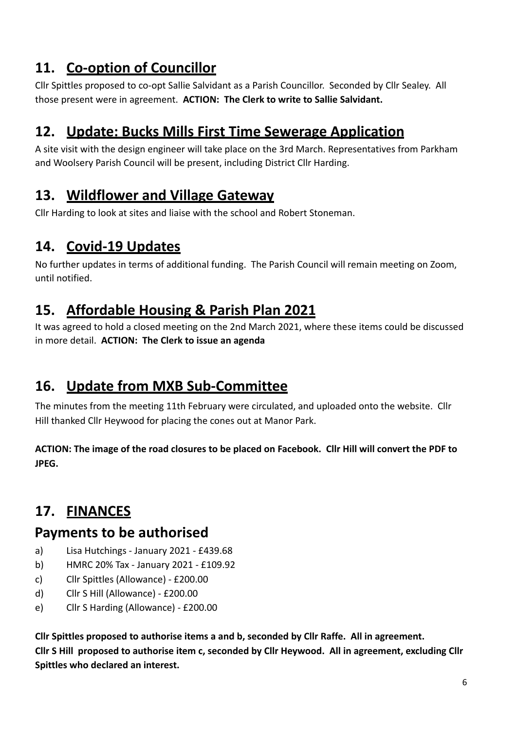## 11. Co-option of Councillor

Cllr Spittles proposed to co-opt Sallie Salvidant as a Parish Councillor. Seconded by Cllr Sealey. All those present were in agreement. **ACTION: The Clerk to write to Sallie Salvidant.**

## 12. Update: Bucks Mills First Time Sewerage Application

A site visit with the design engineer will take place on the 3rd March. Representatives from Parkham and Woolsery Parish Council will be present, including District Cllr Harding.

## 13. Wildflower and Village Gateway

Cllr Harding to look at sites and liaise with the school and Robert Stoneman.

## 14. Covid-19 Updates

No further updates in terms of additional funding. The Parish Council will remain meeting on Zoom, until notified.

## 15. Affordable Housing & Parish Plan 2021

It was agreed to hold a closed meeting on the 2nd March 2021, where these items could be discussed in more detail. **ACTION: The Clerk to issue an agenda**

## 16. Update from MXB Sub-Committee

The minutes from the meeting 11th February were circulated, and uploaded onto the website. Cllr Hill thanked Cllr Heywood for placing the cones out at Manor Park.

**ACTION: The image of the road closures to be placed on Facebook. Cllr Hill will convert the PDF to JPEG.**

## 17. FINANCES

### Payments to be authorised

a) Lisa Hutchings - January 2021 - £439.68
b) HMRC 20% Tax - January 2021 - £109.92
c) Cllr Spittles (Allowance) - £200.00
d) Cllr S Hill (Allowance) - £200.00
e) Cllr S Harding (Allowance) - £200.00

**Cllr Spittles proposed to authorise items a and b, seconded by Cllr Raffe. All in agreement.**
**Cllr S Hill proposed to authorise item c, seconded by Cllr Heywood. All in agreement, excluding Cllr Spittles who declared an interest.**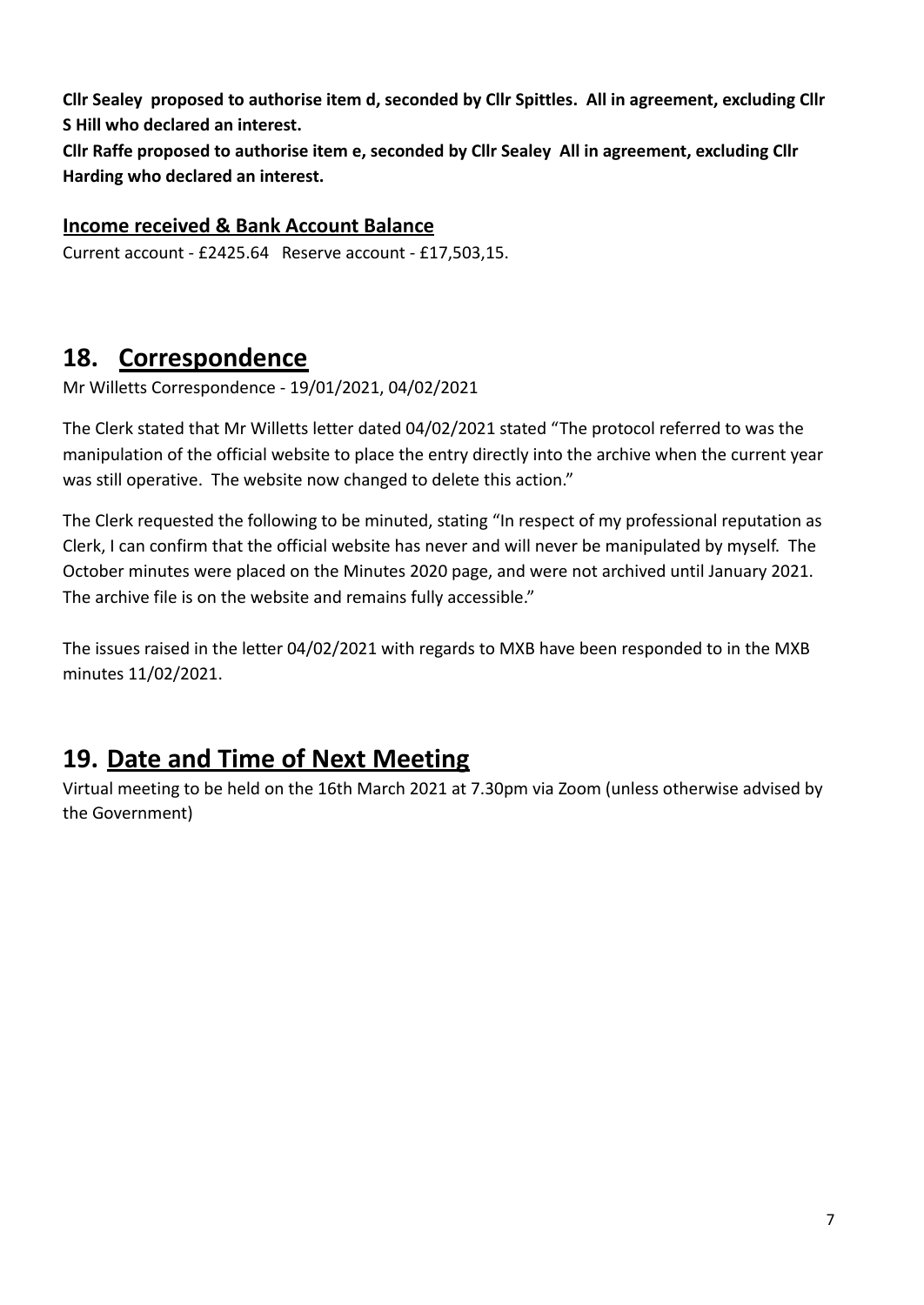**Cllr Sealey proposed to authorise item d, seconded by Cllr Spittles. All in agreement, excluding Cllr S Hill who declared an interest.**

**Cllr Raffe proposed to authorise item e, seconded by Cllr Sealey All in agreement, excluding Cllr Harding who declared an interest.**

**Income received & Bank Account Balance**

Current account - £2425.64 Reserve account - £17,503,15.

## 18. Correspondence

Mr Willetts Correspondence - 19/01/2021, 04/02/2021

The Clerk stated that Mr Willetts letter dated 04/02/2021 stated "The protocol referred to was the manipulation of the official website to place the entry directly into the archive when the current year was still operative. The website now changed to delete this action."

The Clerk requested the following to be minuted, stating "In respect of my professional reputation as Clerk, I can confirm that the official website has never and will never be manipulated by myself. The October minutes were placed on the Minutes 2020 page, and were not archived until January 2021. The archive file is on the website and remains fully accessible."

The issues raised in the letter 04/02/2021 with regards to MXB have been responded to in the MXB minutes 11/02/2021.

## 19. Date and Time of Next Meeting

Virtual meeting to be held on the 16th March 2021 at 7.30pm via Zoom (unless otherwise advised by the Government)